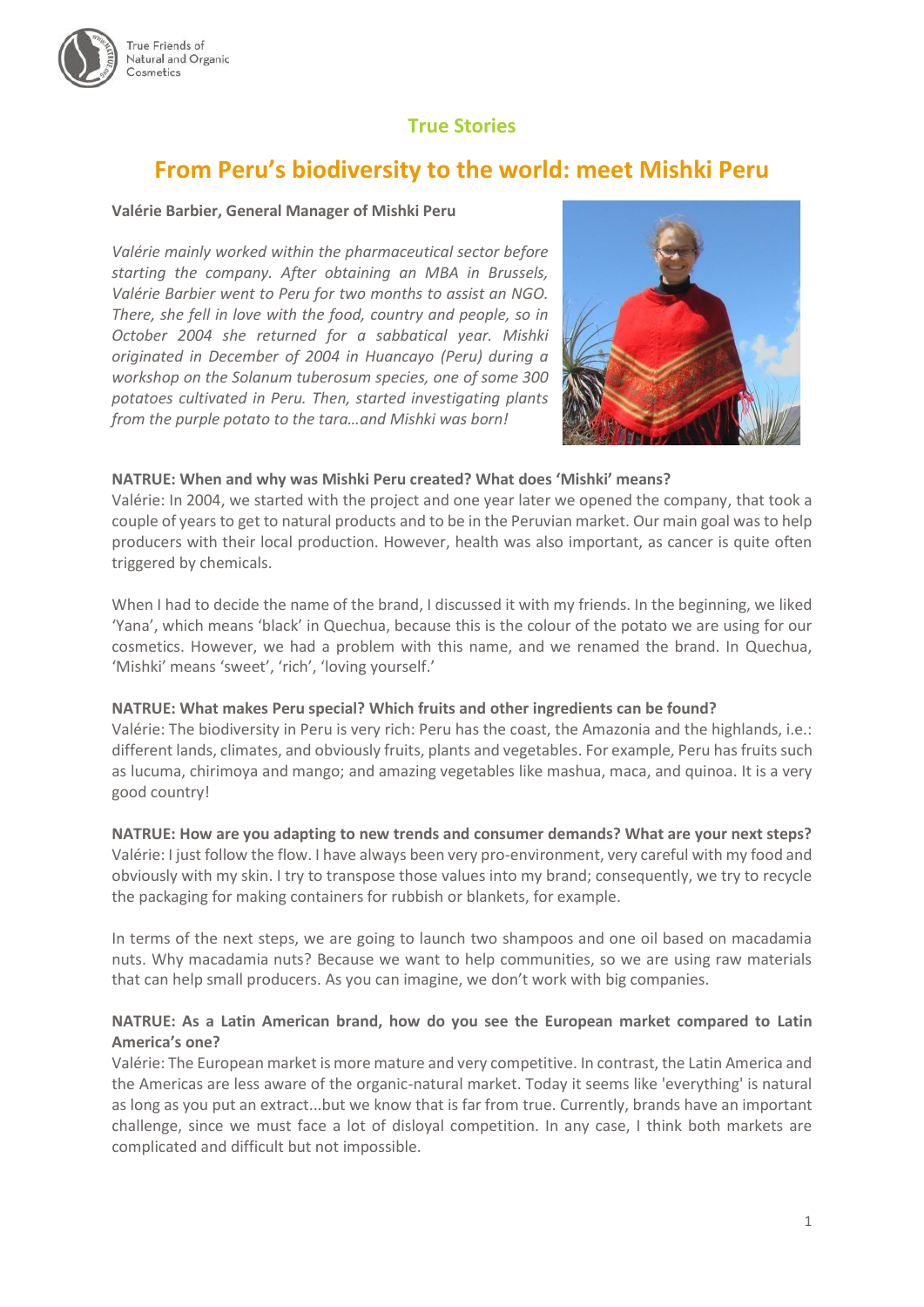## True Stories

# From Peru's biodiversity to the world: meet Mishki Peru

**Valérie Barbier, General Manager of Mishki Peru**

*Valérie mainly worked within the pharmaceutical sector before starting the company. After obtaining an MBA in Brussels, Valérie Barbier went to Peru for two months to assist an NGO. There, she fell in love with the food, country and people, so in October 2004 she returned for a sabbatical year. Mishki originated in December of 2004 in Huancayo (Peru) during a workshop on the Solanum tuberosum species, one of some 300 potatoes cultivated in Peru. Then, started investigating plants from the purple potato to the tara…and Mishki was born!*

**NATRUE: When and why was Mishki Peru created? What does 'Mishki' means?**

Valérie: In 2004, we started with the project and one year later we opened the company, that took a couple of years to get to natural products and to be in the Peruvian market. Our main goal was to help producers with their local production. However, health was also important, as cancer is quite often triggered by chemicals.

When I had to decide the name of the brand, I discussed it with my friends. In the beginning, we liked 'Yana', which means 'black' in Quechua, because this is the colour of the potato we are using for our cosmetics. However, we had a problem with this name, and we renamed the brand. In Quechua, 'Mishki' means 'sweet', 'rich', 'loving yourself.'

**NATRUE: What makes Peru special? Which fruits and other ingredients can be found?**

Valérie: The biodiversity in Peru is very rich: Peru has the coast, the Amazonia and the highlands, i.e.: different lands, climates, and obviously fruits, plants and vegetables. For example, Peru has fruits such as lucuma, chirimoya and mango; and amazing vegetables like mashua, maca, and quinoa. It is a very good country!

**NATRUE: How are you adapting to new trends and consumer demands? What are your next steps?**

Valérie: I just follow the flow. I have always been very pro-environment, very careful with my food and obviously with my skin. I try to transpose those values into my brand; consequently, we try to recycle the packaging for making containers for rubbish or blankets, for example.

In terms of the next steps, we are going to launch two shampoos and one oil based on macadamia nuts. Why macadamia nuts? Because we want to help communities, so we are using raw materials that can help small producers. As you can imagine, we don't work with big companies.

**NATRUE: As a Latin American brand, how do you see the European market compared to Latin America's one?**

Valérie: The European market is more mature and very competitive. In contrast, the Latin America and the Americas are less aware of the organic-natural market. Today it seems like 'everything' is natural as long as you put an extract...but we know that is far from true. Currently, brands have an important challenge, since we must face a lot of disloyal competition. In any case, I think both markets are complicated and difficult but not impossible.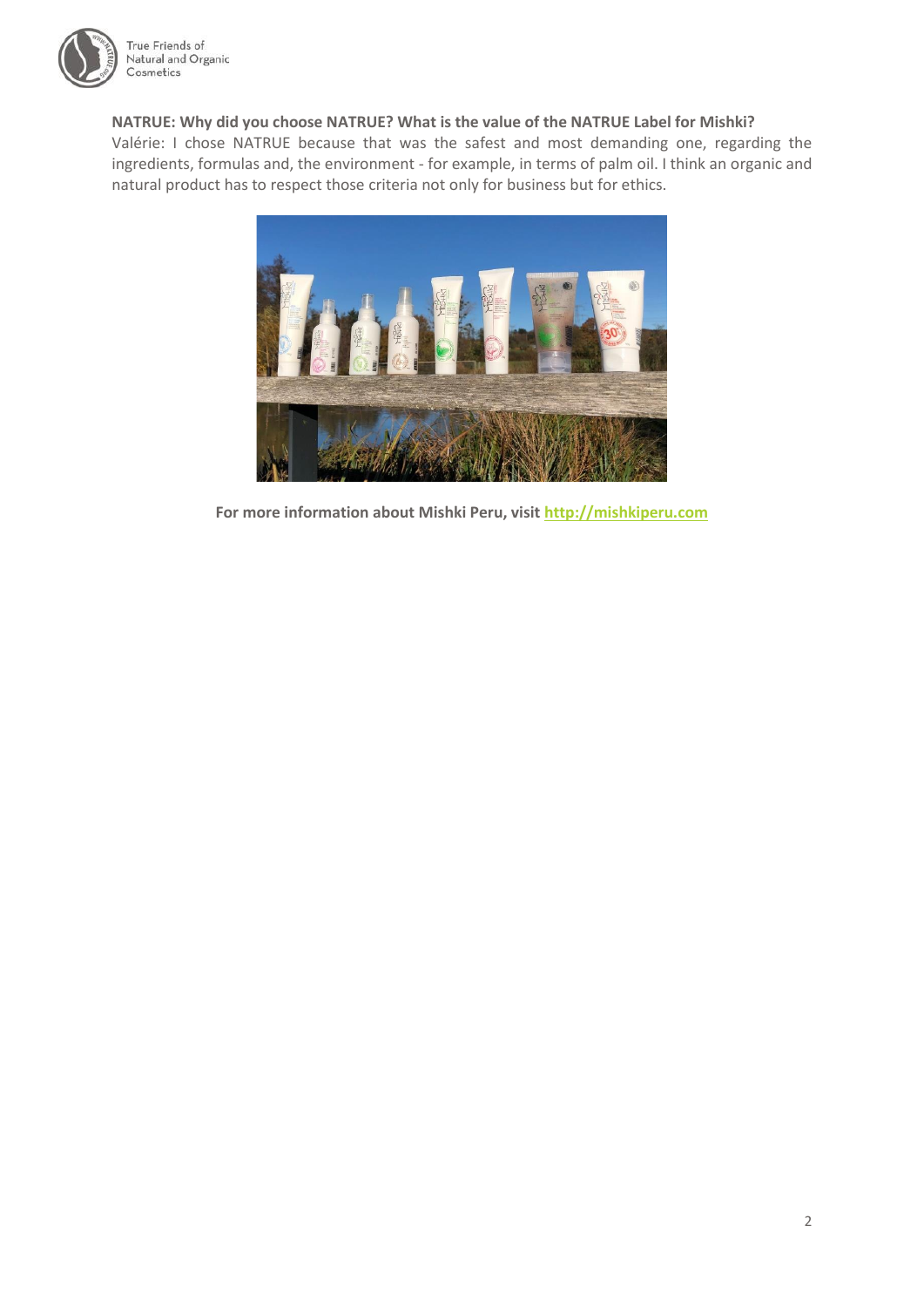**NATRUE: Why did you choose NATRUE? What is the value of the NATRUE Label for Mishki?**

Valérie: I chose NATRUE because that was the safest and most demanding one, regarding the ingredients, formulas and, the environment - for example, in terms of palm oil. I think an organic and natural product has to respect those criteria not only for business but for ethics.

**For more information about Mishki Peru, visit [http://mishkiperu.com](http://mishkiperu.com)**